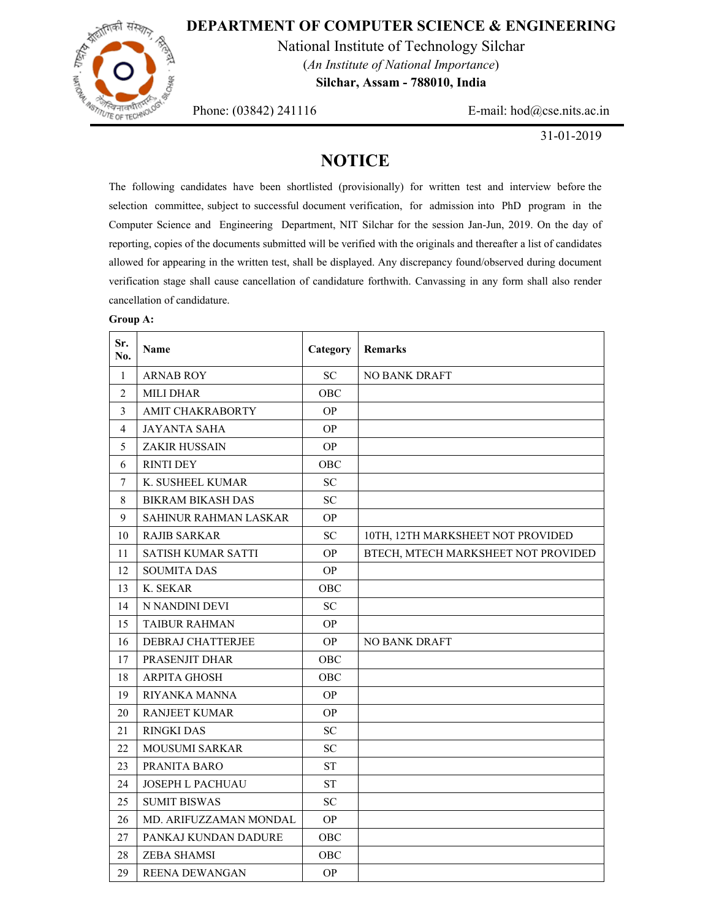# DEPARTMENT OF COMPUTER SCIENCE & ENGINEERING

National Institute of Technology Silchar

(*An Institute of National Importance*)

**Silchar, Assam - 788010, India**

Phone: (03842) 241116 E-mail: hod@cse.nits.ac.in

31-01-2019

## NOTICE

The following candidates have been shortlisted (provisionally) for written test and interview before the selection committee, subject to successful document verification, for admission into PhD program in the Computer Science and Engineering Department, NIT Silchar for the session Jan-Jun, 2019. On the day of reporting, copies of the documents submitted will be verified with the originals and thereafter a list of candidates allowed for appearing in the written test, shall be displayed. Any discrepancy found/observed during document verification stage shall cause cancellation of candidature forthwith. Canvassing in any form shall also render cancellation of candidature.

**Group A:**

| Sr. No. | Name | Category | Remarks |
|---|---|---|---|
| 1 | ARNAB ROY | SC | NO BANK DRAFT |
| 2 | MILI DHAR | OBC | |
| 3 | AMIT CHAKRABORTY | OP | |
| 4 | JAYANTA SAHA | OP | |
| 5 | ZAKIR HUSSAIN | OP | |
| 6 | RINTI DEY | OBC | |
| 7 | K. SUSHEEL KUMAR | SC | |
| 8 | BIKRAM BIKASH DAS | SC | |
| 9 | SAHINUR RAHMAN LASKAR | OP | |
| 10 | RAJIB SARKAR | SC | 10TH, 12TH MARKSHEET NOT PROVIDED |
| 11 | SATISH KUMAR SATTI | OP | BTECH, MTECH MARKSHEET NOT PROVIDED |
| 12 | SOUMITA DAS | OP | |
| 13 | K. SEKAR | OBC | |
| 14 | N NANDINI DEVI | SC | |
| 15 | TAIBUR RAHMAN | OP | |
| 16 | DEBRAJ CHATTERJEE | OP | NO BANK DRAFT |
| 17 | PRASENJIT DHAR | OBC | |
| 18 | ARPITA GHOSH | OBC | |
| 19 | RIYANKA MANNA | OP | |
| 20 | RANJEET KUMAR | OP | |
| 21 | RINGKI DAS | SC | |
| 22 | MOUSUMI SARKAR | SC | |
| 23 | PRANITA BARO | ST | |
| 24 | JOSEPH L PACHUAU | ST | |
| 25 | SUMIT BISWAS | SC | |
| 26 | MD. ARIFUZZAMAN MONDAL | OP | |
| 27 | PANKAJ KUNDAN DADURE | OBC | |
| 28 | ZEBA SHAMSI | OBC | |
| 29 | REENA DEWANGAN | OP | |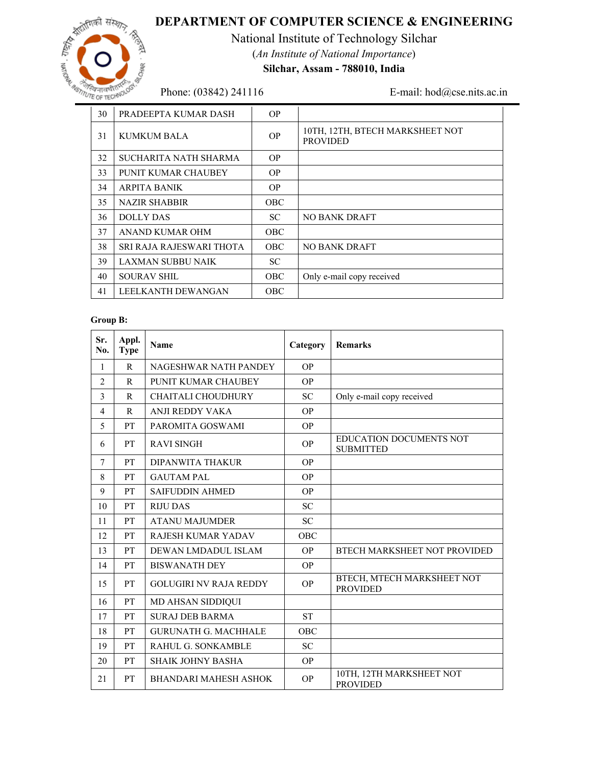| 30 | PRADEEPTA KUMAR DASH | OP | |
|---|---|---|---|
| 31 | KUMKUM BALA | OP | 10TH, 12TH, BTECH MARKSHEET NOT PROVIDED |
| 32 | SUCHARITA NATH SHARMA | OP | |
| 33 | PUNIT KUMAR CHAUBEY | OP | |
| 34 | ARPITA BANIK | OP | |
| 35 | NAZIR SHABBIR | OBC | |
| 36 | DOLLY DAS | SC | NO BANK DRAFT |
| 37 | ANAND KUMAR OHM | OBC | |
| 38 | SRI RAJA RAJESWARI THOTA | OBC | NO BANK DRAFT |
| 39 | LAXMAN SUBBU NAIK | SC | |
| 40 | SOURAV SHIL | OBC | Only e-mail copy received |
| 41 | LEELKANTH DEWANGAN | OBC | |

**Group B:**

| Sr. No. | Appl. Type | Name | Category | Remarks |
|---|---|---|---|---|
| 1 | R | NAGESHWAR NATH PANDEY | OP | |
| 2 | R | PUNIT KUMAR CHAUBEY | OP | |
| 3 | R | CHAITALI CHOUDHURY | SC | Only e-mail copy received |
| 4 | R | ANJI REDDY VAKA | OP | |
| 5 | PT | PAROMITA GOSWAMI | OP | |
| 6 | PT | RAVI SINGH | OP | EDUCATION DOCUMENTS NOT SUBMITTED |
| 7 | PT | DIPANWITA THAKUR | OP | |
| 8 | PT | GAUTAM PAL | OP | |
| 9 | PT | SAIFUDDIN AHMED | OP | |
| 10 | PT | RIJU DAS | SC | |
| 11 | PT | ATANU MAJUMDER | SC | |
| 12 | PT | RAJESH KUMAR YADAV | OBC | |
| 13 | PT | DEWAN LMDADUL ISLAM | OP | BTECH MARKSHEET NOT PROVIDED |
| 14 | PT | BISWANATH DEY | OP | |
| 15 | PT | GOLUGIRI NV RAJA REDDY | OP | BTECH, MTECH MARKSHEET NOT PROVIDED |
| 16 | PT | MD AHSAN SIDDIQUI | | |
| 17 | PT | SURAJ DEB BARMA | ST | |
| 18 | PT | GURUNATH G. MACHHALE | OBC | |
| 19 | PT | RAHUL G. SONKAMBLE | SC | |
| 20 | PT | SHAIK JOHNY BASHA | OP | |
| 21 | PT | BHANDARI MAHESH ASHOK | OP | 10TH, 12TH MARKSHEET NOT PROVIDED |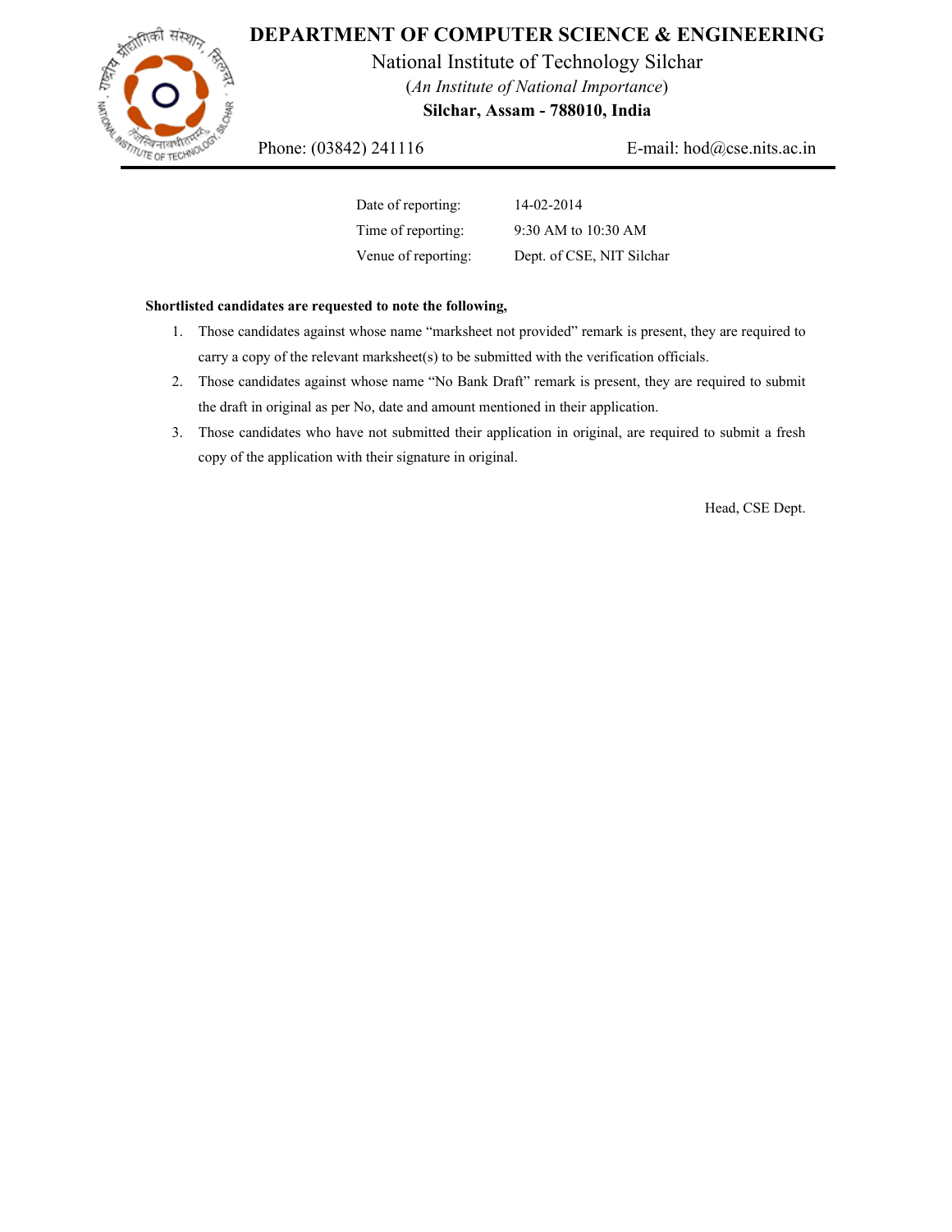# DEPARTMENT OF COMPUTER SCIENCE & ENGINEERING

National Institute of Technology Silchar

(*An Institute of National Importance*)

**Silchar, Assam - 788010, India**

Phone: (03842) 241116 E-mail: hod@cse.nits.ac.in

| | |
|---|---|
| Date of reporting: | 14-02-2014 |
| Time of reporting: | 9:30 AM to 10:30 AM |
| Venue of reporting: | Dept. of CSE, NIT Silchar |

**Shortlisted candidates are requested to note the following,**

1. Those candidates against whose name "marksheet not provided" remark is present, they are required to carry a copy of the relevant marksheet(s) to be submitted with the verification officials.
2. Those candidates against whose name "No Bank Draft" remark is present, they are required to submit the draft in original as per No, date and amount mentioned in their application.
3. Those candidates who have not submitted their application in original, are required to submit a fresh copy of the application with their signature in original.

Head, CSE Dept.